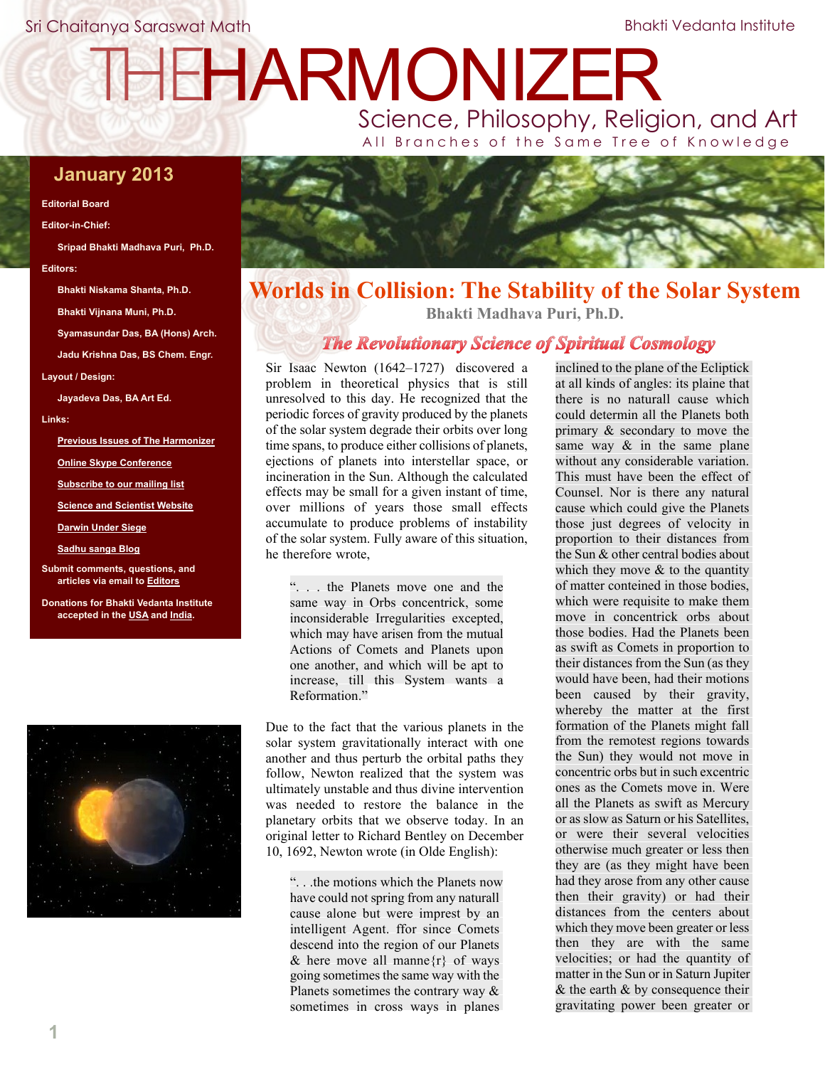Sri Chaitanya Saraswat Math

Bhakti Vedanta Institute

# THE HARMONIZER

Science, Philosophy, Religion, and Art

All Branches of the Same Tree of Knowledge

**January 2013**

**Editorial Board**

**Editor-in-Chief:**

Sripad Bhakti Madhava Puri, Ph.D.

**Editors:**

Bhakti Niskama Shanta, Ph.D.

Bhakti Vijnana Muni, Ph.D.

Syamasundar Das, BA (Hons) Arch.

Jadu Krishna Das, BS Chem. Engr.

**Layout / Design:**

Jayadeva Das, BA Art Ed.

**Links:**

Previous Issues of The Harmonizer

Online Skype Conference

Subscribe to our mailing list

Science and Scientist Website

Darwin Under Siege

Sadhu sanga Blog

Submit comments, questions, and articles via email to Editors

Donations for Bhakti Vedanta Institute accepted in the USA and India.

## Worlds in Collision: The Stability of the Solar System

**Bhakti Madhava Puri, Ph.D.**

### *The Revolutionary Science of Spiritual Cosmology*

Sir Isaac Newton (1642–1727) discovered a problem in theoretical physics that is still unresolved to this day. He recognized that the periodic forces of gravity produced by the planets of the solar system degrade their orbits over long time spans, to produce either collisions of planets, ejections of planets into interstellar space, or incineration in the Sun. Although the calculated effects may be small for a given instant of time, over millions of years those small effects accumulate to produce problems of instability of the solar system. Fully aware of this situation, he therefore wrote,

> ". . . the Planets move one and the same way in Orbs concentrick, some inconsiderable Irregularities excepted, which may have arisen from the mutual Actions of Comets and Planets upon one another, and which will be apt to increase, till this System wants a Reformation."

Due to the fact that the various planets in the solar system gravitationally interact with one another and thus perturb the orbital paths they follow, Newton realized that the system was ultimately unstable and thus divine intervention was needed to restore the balance in the planetary orbits that we observe today. In an original letter to Richard Bentley on December 10, 1692, Newton wrote (in Olde English):

> ". . .the motions which the Planets now have could not spring from any naturall cause alone but were imprest by an intelligent Agent. ffor since Comets descend into the region of our Planets & here move all manne{r} of ways going sometimes the same way with the Planets sometimes the contrary way & sometimes in cross ways in planes inclined to the plane of the Ecliptick at all kinds of angles: its plaine that there is no naturall cause which could determin all the Planets both primary & secondary to move the same way & in the same plane without any considerable variation. This must have been the effect of Counsel. Nor is there any natural cause which could give the Planets those just degrees of velocity in proportion to their distances from the Sun & other central bodies about which they move & to the quantity of matter conteined in those bodies, which were requisite to make them move in concentrick orbs about those bodies. Had the Planets been as swift as Comets in proportion to their distances from the Sun (as they would have been, had their motions been caused by their gravity, whereby the matter at the first formation of the Planets might fall from the remotest regions towards the Sun) they would not move in concentric orbs but in such excentric ones as the Comets move in. Were all the Planets as swift as Mercury or as slow as Saturn or his Satellites, or were their several velocities otherwise much greater or less then they are (as they might have been had they arose from any other cause then their gravity) or had their distances from the centers about which they move been greater or less then they are with the same velocities; or had the quantity of matter in the Sun or in Saturn Jupiter & the earth & by consequence their gravitating power been greater or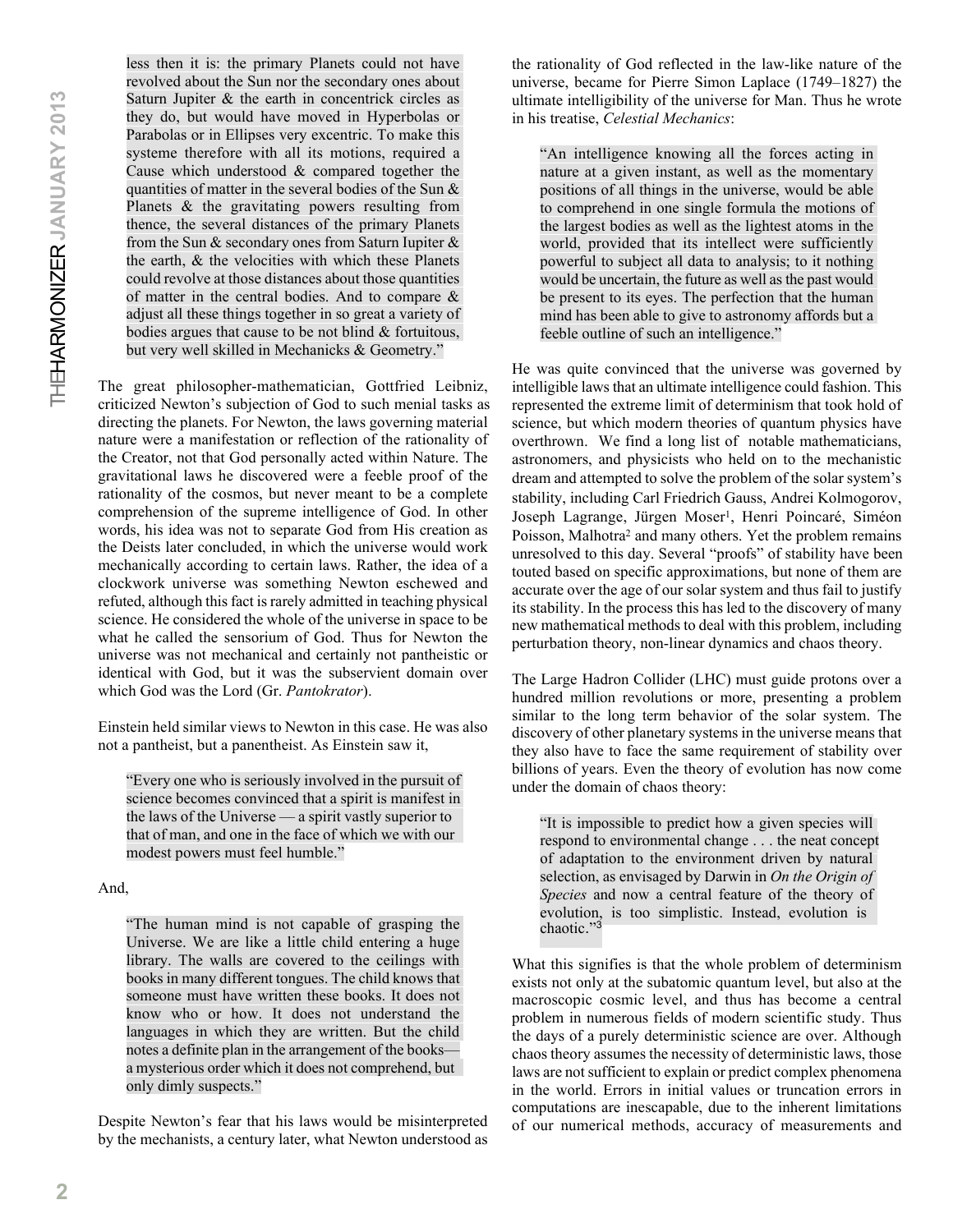> less then it is: the primary Planets could not have revolved about the Sun nor the secondary ones about Saturn Jupiter & the earth in concentrick circles as they do, but would have moved in Hyperbolas or Parabolas or in Ellipses very excentric. To make this systeme therefore with all its motions, required a Cause which understood & compared together the quantities of matter in the several bodies of the Sun & Planets & the gravitating powers resulting from thence, the several distances of the primary Planets from the Sun & secondary ones from Saturn Iupiter & the earth, & the velocities with which these Planets could revolve at those distances about those quantities of matter in the central bodies. And to compare & adjust all these things together in so great a variety of bodies argues that cause to be not blind & fortuitous, but very well skilled in Mechanicks & Geometry."

The great philosopher-mathematician, Gottfried Leibniz, criticized Newton's subjection of God to such menial tasks as directing the planets. For Newton, the laws governing material nature were a manifestation or reflection of the rationality of the Creator, not that God personally acted within Nature. The gravitational laws he discovered were a feeble proof of the rationality of the cosmos, but never meant to be a complete comprehension of the supreme intelligence of God. In other words, his idea was not to separate God from His creation as the Deists later concluded, in which the universe would work mechanically according to certain laws. Rather, the idea of a clockwork universe was something Newton eschewed and refuted, although this fact is rarely admitted in teaching physical science. He considered the whole of the universe in space to be what he called the sensorium of God. Thus for Newton the universe was not mechanical and certainly not pantheistic or identical with God, but it was the subservient domain over which God was the Lord (Gr. *Pantokrator*).

Einstein held similar views to Newton in this case. He was also not a pantheist, but a panentheist. As Einstein saw it,

> "Every one who is seriously involved in the pursuit of science becomes convinced that a spirit is manifest in the laws of the Universe — a spirit vastly superior to that of man, and one in the face of which we with our modest powers must feel humble."

And,

> "The human mind is not capable of grasping the Universe. We are like a little child entering a huge library. The walls are covered to the ceilings with books in many different tongues. The child knows that someone must have written these books. It does not know who or how. It does not understand the languages in which they are written. But the child notes a definite plan in the arrangement of the books— a mysterious order which it does not comprehend, but only dimly suspects."

Despite Newton's fear that his laws would be misinterpreted by the mechanists, a century later, what Newton understood as the rationality of God reflected in the law-like nature of the universe, became for Pierre Simon Laplace (1749–1827) the ultimate intelligibility of the universe for Man. Thus he wrote in his treatise, *Celestial Mechanics*:

> "An intelligence knowing all the forces acting in nature at a given instant, as well as the momentary positions of all things in the universe, would be able to comprehend in one single formula the motions of the largest bodies as well as the lightest atoms in the world, provided that its intellect were sufficiently powerful to subject all data to analysis; to it nothing would be uncertain, the future as well as the past would be present to its eyes. The perfection that the human mind has been able to give to astronomy affords but a feeble outline of such an intelligence."

He was quite convinced that the universe was governed by intelligible laws that an ultimate intelligence could fashion. This represented the extreme limit of determinism that took hold of science, but which modern theories of quantum physics have overthrown. We find a long list of notable mathematicians, astronomers, and physicists who held on to the mechanistic dream and attempted to solve the problem of the solar system's stability, including Carl Friedrich Gauss, Andrei Kolmogorov, Joseph Lagrange, Jürgen Moser[1], Henri Poincaré, Siméon Poisson, Malhotra[2] and many others. Yet the problem remains unresolved to this day. Several "proofs" of stability have been touted based on specific approximations, but none of them are accurate over the age of our solar system and thus fail to justify its stability. In the process this has led to the discovery of many new mathematical methods to deal with this problem, including perturbation theory, non-linear dynamics and chaos theory.

The Large Hadron Collider (LHC) must guide protons over a hundred million revolutions or more, presenting a problem similar to the long term behavior of the solar system. The discovery of other planetary systems in the universe means that they also have to face the same requirement of stability over billions of years. Even the theory of evolution has now come under the domain of chaos theory:

> "It is impossible to predict how a given species will respond to environmental change . . . the neat concept of adaptation to the environment driven by natural selection, as envisaged by Darwin in *On the Origin of Species* and now a central feature of the theory of evolution, is too simplistic. Instead, evolution is chaotic."[3]

What this signifies is that the whole problem of determinism exists not only at the subatomic quantum level, but also at the macroscopic cosmic level, and thus has become a central problem in numerous fields of modern scientific study. Thus the days of a purely deterministic science are over. Although chaos theory assumes the necessity of deterministic laws, those laws are not sufficient to explain or predict complex phenomena in the world. Errors in initial values or truncation errors in computations are inescapable, due to the inherent limitations of our numerical methods, accuracy of measurements and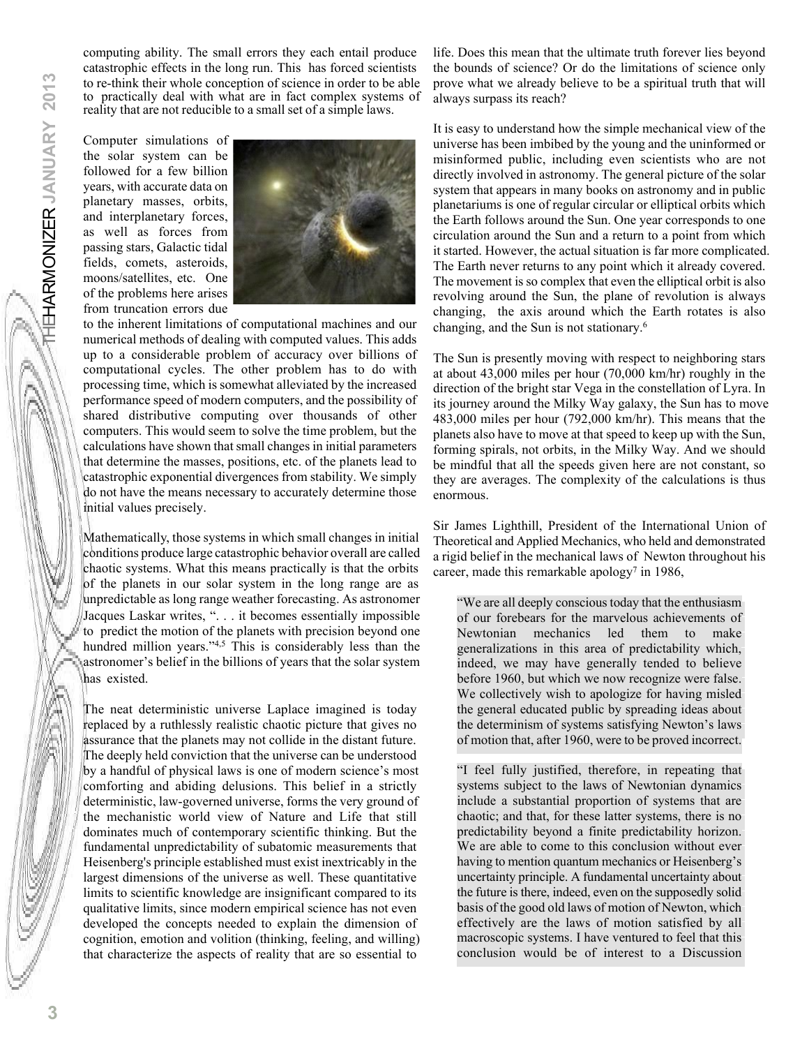computing ability. The small errors they each entail produce catastrophic effects in the long run. This has forced scientists to re-think their whole conception of science in order to be able to practically deal with what are in fact complex systems of reality that are not reducible to a small set of a simple laws.

Computer simulations of the solar system can be followed for a few billion years, with accurate data on planetary masses, orbits, and interplanetary forces, as well as forces from passing stars, Galactic tidal fields, comets, asteroids, moons/satellites, etc. One of the problems here arises from truncation errors due to the inherent limitations of computational machines and our numerical methods of dealing with computed values. This adds up to a considerable problem of accuracy over billions of computational cycles. The other problem has to do with processing time, which is somewhat alleviated by the increased performance speed of modern computers, and the possibility of shared distributive computing over thousands of other computers. This would seem to solve the time problem, but the calculations have shown that small changes in initial parameters that determine the masses, positions, etc. of the planets lead to catastrophic exponential divergences from stability. We simply do not have the means necessary to accurately determine those initial values precisely.

Mathematically, those systems in which small changes in initial conditions produce large catastrophic behavior overall are called chaotic systems. What this means practically is that the orbits of the planets in our solar system in the long range are as unpredictable as long range weather forecasting. As astronomer Jacques Laskar writes, ". . . it becomes essentially impossible to predict the motion of the planets with precision beyond one hundred million years."[4,5] This is considerably less than the astronomer's belief in the billions of years that the solar system has existed.

The neat deterministic universe Laplace imagined is today replaced by a ruthlessly realistic chaotic picture that gives no assurance that the planets may not collide in the distant future. The deeply held conviction that the universe can be understood by a handful of physical laws is one of modern science's most comforting and abiding delusions. This belief in a strictly deterministic, law-governed universe, forms the very ground of the mechanistic world view of Nature and Life that still dominates much of contemporary scientific thinking. But the fundamental unpredictability of subatomic measurements that Heisenberg's principle established must exist inextricably in the largest dimensions of the universe as well. These quantitative limits to scientific knowledge are insignificant compared to its qualitative limits, since modern empirical science has not even developed the concepts needed to explain the dimension of cognition, emotion and volition (thinking, feeling, and willing) that characterize the aspects of reality that are so essential to life. Does this mean that the ultimate truth forever lies beyond the bounds of science? Or do the limitations of science only prove what we already believe to be a spiritual truth that will always surpass its reach?

It is easy to understand how the simple mechanical view of the universe has been imbibed by the young and the uninformed or misinformed public, including even scientists who are not directly involved in astronomy. The general picture of the solar system that appears in many books on astronomy and in public planetariums is one of regular circular or elliptical orbits which the Earth follows around the Sun. One year corresponds to one circulation around the Sun and a return to a point from which it started. However, the actual situation is far more complicated. The Earth never returns to any point which it already covered. The movement is so complex that even the elliptical orbit is also revolving around the Sun, the plane of revolution is always changing, the axis around which the Earth rotates is also changing, and the Sun is not stationary.[6]

The Sun is presently moving with respect to neighboring stars at about 43,000 miles per hour (70,000 km/hr) roughly in the direction of the bright star Vega in the constellation of Lyra. In its journey around the Milky Way galaxy, the Sun has to move 483,000 miles per hour (792,000 km/hr). This means that the planets also have to move at that speed to keep up with the Sun, forming spirals, not orbits, in the Milky Way. And we should be mindful that all the speeds given here are not constant, so they are averages. The complexity of the calculations is thus enormous.

Sir James Lighthill, President of the International Union of Theoretical and Applied Mechanics, who held and demonstrated a rigid belief in the mechanical laws of Newton throughout his career, made this remarkable apology[7] in 1986,

> "We are all deeply conscious today that the enthusiasm of our forebears for the marvelous achievements of Newtonian mechanics led them to make generalizations in this area of predictability which, indeed, we may have generally tended to believe before 1960, but which we now recognize were false. We collectively wish to apologize for having misled the general educated public by spreading ideas about the determinism of systems satisfying Newton's laws of motion that, after 1960, were to be proved incorrect.
>
> "I feel fully justified, therefore, in repeating that systems subject to the laws of Newtonian dynamics include a substantial proportion of systems that are chaotic; and that, for these latter systems, there is no predictability beyond a finite predictability horizon. We are able to come to this conclusion without ever having to mention quantum mechanics or Heisenberg's uncertainty principle. A fundamental uncertainty about the future is there, indeed, even on the supposedly solid basis of the good old laws of motion of Newton, which effectively are the laws of motion satisfied by all macroscopic systems. I have ventured to feel that this conclusion would be of interest to a Discussion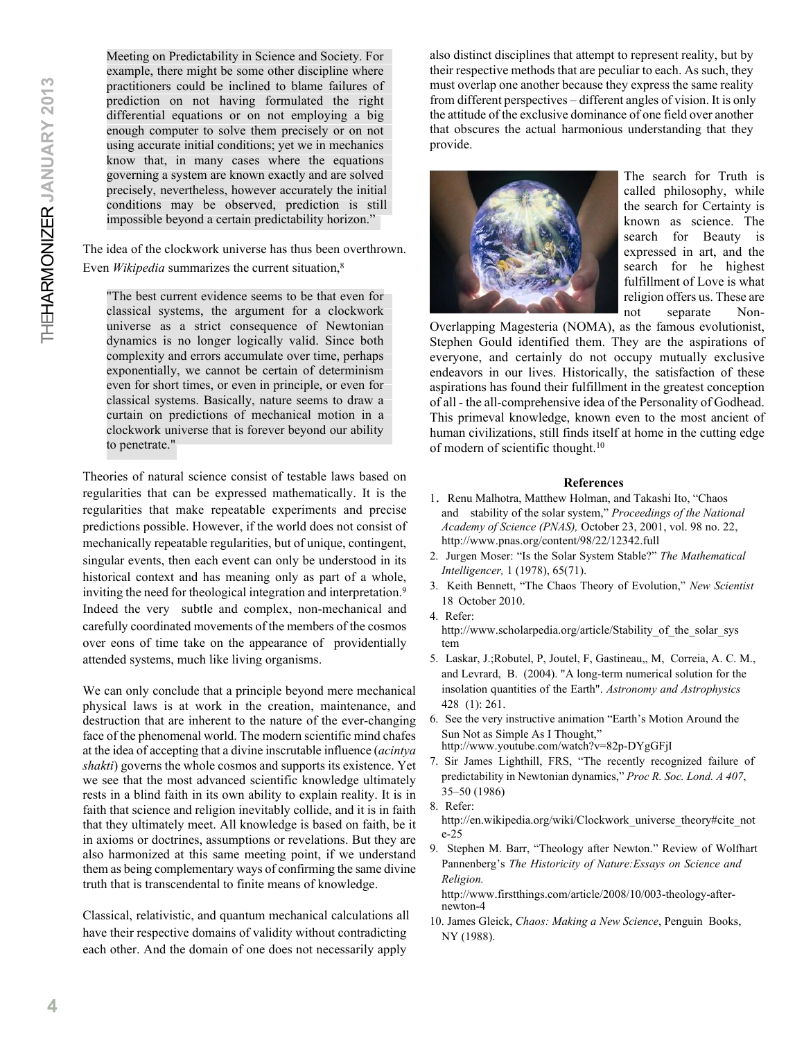Meeting on Predictability in Science and Society. For example, there might be some other discipline where practitioners could be inclined to blame failures of prediction on not having formulated the right differential equations or on not employing a big enough computer to solve them precisely or on not using accurate initial conditions; yet we in mechanics know that, in many cases where the equations governing a system are known exactly and are solved precisely, nevertheless, however accurately the initial conditions may be observed, prediction is still impossible beyond a certain predictability horizon."

The idea of the clockwork universe has thus been overthrown. Even *Wikipedia* summarizes the current situation,[8]

> "The best current evidence seems to be that even for classical systems, the argument for a clockwork universe as a strict consequence of Newtonian dynamics is no longer logically valid. Since both complexity and errors accumulate over time, perhaps exponentially, we cannot be certain of determinism even for short times, or even in principle, or even for classical systems. Basically, nature seems to draw a curtain on predictions of mechanical motion in a clockwork universe that is forever beyond our ability to penetrate."

Theories of natural science consist of testable laws based on regularities that can be expressed mathematically. It is the regularities that make repeatable experiments and precise predictions possible. However, if the world does not consist of mechanically repeatable regularities, but of unique, contingent, singular events, then each event can only be understood in its historical context and has meaning only as part of a whole, inviting the need for theological integration and interpretation.[9] Indeed the very subtle and complex, non-mechanical and carefully coordinated movements of the members of the cosmos over eons of time take on the appearance of providentially attended systems, much like living organisms.

We can only conclude that a principle beyond mere mechanical physical laws is at work in the creation, maintenance, and destruction that are inherent to the nature of the ever-changing face of the phenomenal world. The modern scientific mind chafes at the idea of accepting that a divine inscrutable influence (*acintya shakti*) governs the whole cosmos and supports its existence. Yet we see that the most advanced scientific knowledge ultimately rests in a blind faith in its own ability to explain reality. It is in faith that science and religion inevitably collide, and it is in faith that they ultimately meet. All knowledge is based on faith, be it in axioms or doctrines, assumptions or revelations. But they are also harmonized at this same meeting point, if we understand them as being complementary ways of confirming the same divine truth that is transcendental to finite means of knowledge.

Classical, relativistic, and quantum mechanical calculations all have their respective domains of validity without contradicting each other. And the domain of one does not necessarily apply also distinct disciplines that attempt to represent reality, but by their respective methods that are peculiar to each. As such, they must overlap one another because they express the same reality from different perspectives – different angles of vision. It is only the attitude of the exclusive dominance of one field over another that obscures the actual harmonious understanding that they provide.

The search for Truth is called philosophy, while the search for Certainty is known as science. The search for Beauty is expressed in art, and the search for he highest fulfillment of Love is what religion offers us. These are not separate Non-Overlapping Magesteria (NOMA), as the famous evolutionist, Stephen Gould identified them. They are the aspirations of everyone, and certainly do not occupy mutually exclusive endeavors in our lives. Historically, the satisfaction of these aspirations has found their fulfillment in the greatest conception of all - the all-comprehensive idea of the Personality of Godhead. This primeval knowledge, known even to the most ancient of human civilizations, still finds itself at home in the cutting edge of modern of scientific thought.[10]

**References**

1. Renu Malhotra, Matthew Holman, and Takashi Ito, "Chaos and stability of the solar system," *Proceedings of the National Academy of Science (PNAS),* October 23, 2001, vol. 98 no. 22, http://www.pnas.org/content/98/22/12342.full
2. Jurgen Moser: "Is the Solar System Stable?" *The Mathematical Intelligencer,* 1 (1978), 65(71).
3. Keith Bennett, "The Chaos Theory of Evolution," *New Scientist* 18 October 2010.
4. Refer: http://www.scholarpedia.org/article/Stability_of_the_solar_system
5. Laskar, J.;Robutel, P, Joutel, F, Gastineau,, M, Correia, A. C. M., and Levrard, B. (2004). "A long-term numerical solution for the insolation quantities of the Earth". *Astronomy and Astrophysics* 428 (1): 261.
6. See the very instructive animation "Earth's Motion Around the Sun Not as Simple As I Thought," http://www.youtube.com/watch?v=82p-DYgGFjI
7. Sir James Lighthill, FRS, "The recently recognized failure of predictability in Newtonian dynamics," *Proc R. Soc. Lond. A 407*, 35–50 (1986)
8. Refer: http://en.wikipedia.org/wiki/Clockwork_universe_theory#cite_note-25
9. Stephen M. Barr, "Theology after Newton." Review of Wolfhart Pannenberg's *The Historicity of Nature:Essays on Science and Religion.* http://www.firstthings.com/article/2008/10/003-theology-after-newton-4
10. James Gleick, *Chaos: Making a New Science*, Penguin Books, NY (1988).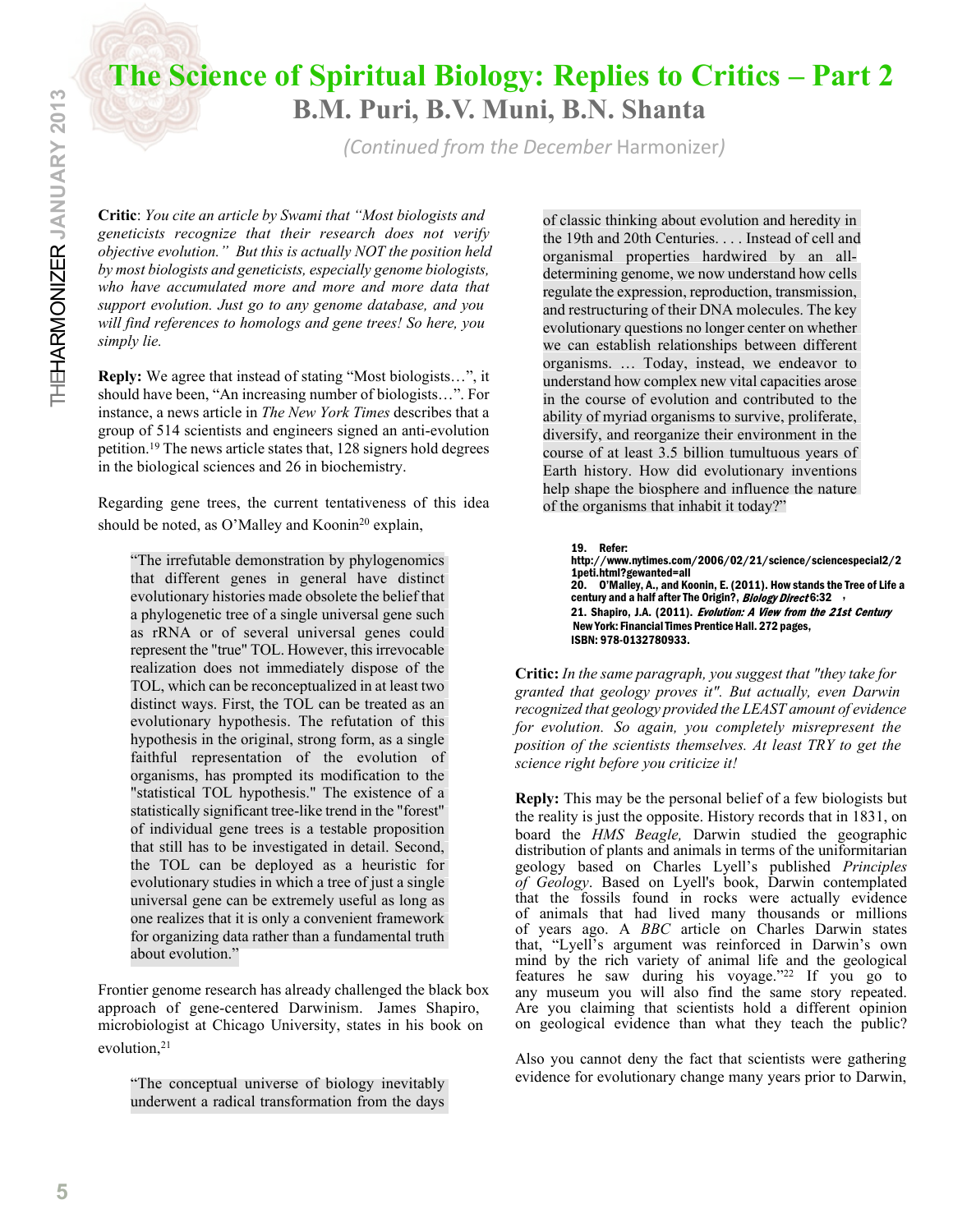# The Science of Spiritual Biology: Replies to Critics – Part 2

## B.M. Puri, B.V. Muni, B.N. Shanta

*(Continued from the December Harmonizer)*

**Critic**: *You cite an article by Swami that "Most biologists and geneticists recognize that their research does not verify objective evolution." But this is actually NOT the position held by most biologists and geneticists, especially genome biologists, who have accumulated more and more and more data that support evolution. Just go to any genome database, and you will find references to homologs and gene trees! So here, you simply lie.*

**Reply:** We agree that instead of stating "Most biologists…", it should have been, "An increasing number of biologists…". For instance, a news article in *The New York Times* describes that a group of 514 scientists and engineers signed an anti-evolution petition.[19] The news article states that, 128 signers hold degrees in the biological sciences and 26 in biochemistry.

Regarding gene trees, the current tentativeness of this idea should be noted, as O'Malley and Koonin[20] explain,

> "The irrefutable demonstration by phylogenomics that different genes in general have distinct evolutionary histories made obsolete the belief that a phylogenetic tree of a single universal gene such as rRNA or of several universal genes could represent the "true" TOL. However, this irrevocable realization does not immediately dispose of the TOL, which can be reconceptualized in at least two distinct ways. First, the TOL can be treated as an evolutionary hypothesis. The refutation of this hypothesis in the original, strong form, as a single faithful representation of the evolution of organisms, has prompted its modification to the "statistical TOL hypothesis." The existence of a statistically significant tree-like trend in the "forest" of individual gene trees is a testable proposition that still has to be investigated in detail. Second, the TOL can be deployed as a heuristic for evolutionary studies in which a tree of just a single universal gene can be extremely useful as long as one realizes that it is only a convenient framework for organizing data rather than a fundamental truth about evolution."

Frontier genome research has already challenged the black box approach of gene-centered Darwinism. James Shapiro, microbiologist at Chicago University, states in his book on evolution,[21]

> "The conceptual universe of biology inevitably underwent a radical transformation from the days of classic thinking about evolution and heredity in the 19th and 20th Centuries. . . . Instead of cell and organismal properties hardwired by an all-determining genome, we now understand how cells regulate the expression, reproduction, transmission, and restructuring of their DNA molecules. The key evolutionary questions no longer center on whether we can establish relationships between different organisms. … Today, instead, we endeavor to understand how complex new vital capacities arose in the course of evolution and contributed to the ability of myriad organisms to survive, proliferate, diversify, and reorganize their environment in the course of at least 3.5 billion tumultuous years of Earth history. How did evolutionary inventions help shape the biosphere and influence the nature of the organisms that inhabit it today?"

19. Refer: http://www.nytimes.com/2006/02/21/science/sciencespecial2/21peti.html?gewanted=all
20. O'Malley, A., and Koonin, E. (2011). How stands the Tree of Life a century and a half after The Origin?, *Biology Direct* 6:32 ,
21. Shapiro, J.A. (2011). *Evolution: A View from the 21st Century* New York: Financial Times Prentice Hall. 272 pages, ISBN: 978-0132780933.

**Critic:** *In the same paragraph, you suggest that "they take for granted that geology proves it". But actually, even Darwin recognized that geology provided the LEAST amount of evidence for evolution. So again, you completely misrepresent the position of the scientists themselves. At least TRY to get the science right before you criticize it!*

**Reply:** This may be the personal belief of a few biologists but the reality is just the opposite. History records that in 1831, on board the *HMS Beagle,* Darwin studied the geographic distribution of plants and animals in terms of the uniformitarian geology based on Charles Lyell's published *Principles of Geology*. Based on Lyell's book, Darwin contemplated that the fossils found in rocks were actually evidence of animals that had lived many thousands or millions of years ago. A *BBC* article on Charles Darwin states that, "Lyell's argument was reinforced in Darwin's own mind by the rich variety of animal life and the geological features he saw during his voyage."[22] If you go to any museum you will also find the same story repeated. Are you claiming that scientists hold a different opinion on geological evidence than what they teach the public?

Also you cannot deny the fact that scientists were gathering evidence for evolutionary change many years prior to Darwin,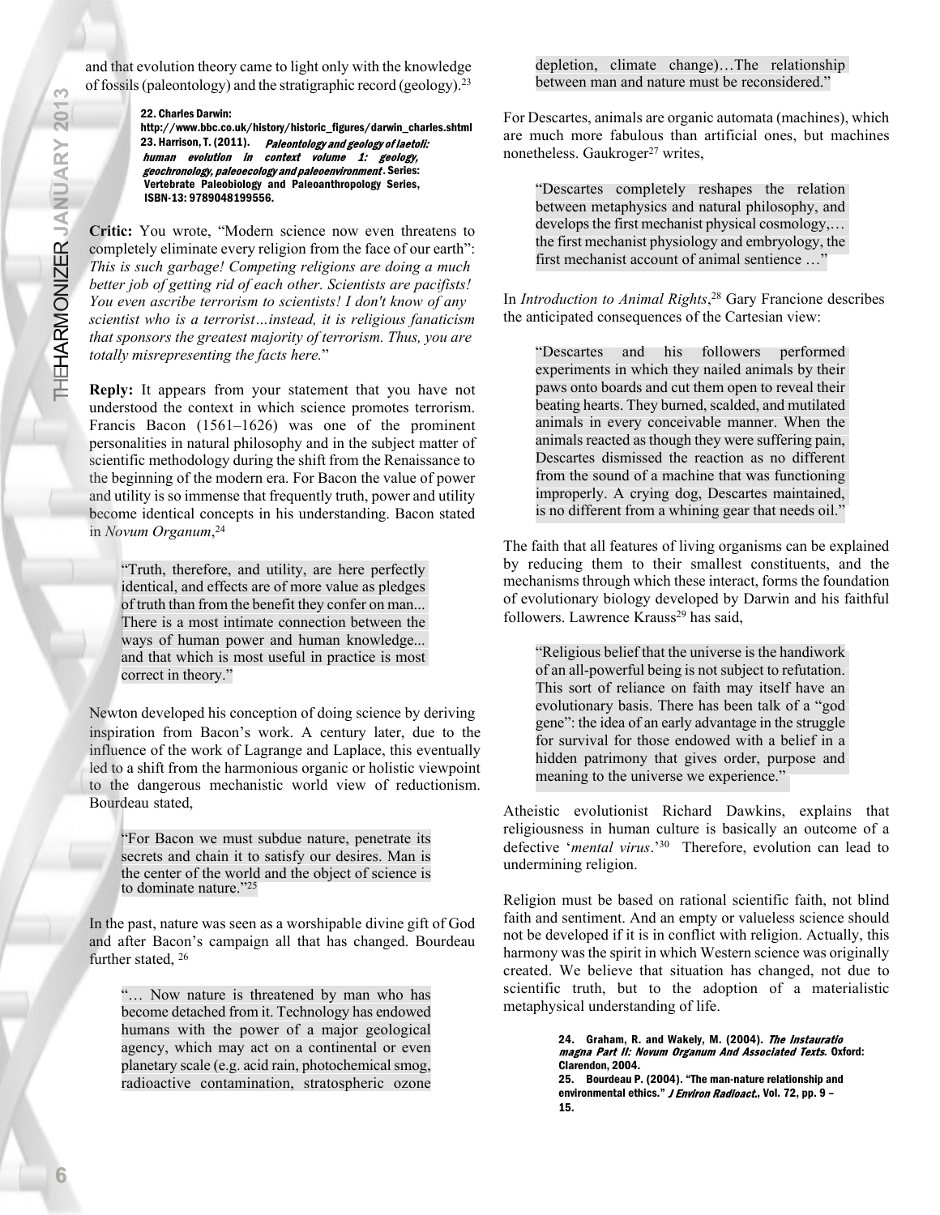and that evolution theory came to light only with the knowledge of fossils (paleontology) and the stratigraphic record (geology).[23]

22. Charles Darwin: http://www.bbc.co.uk/history/historic_figures/darwin_charles.shtml
23. Harrison, T. (2011). *Paleontology and geology of laetoli: human evolution in context volume 1: geology, geochronology, paleoecology and paleoenvironment*. Series: Vertebrate Paleobiology and Paleoanthropology Series, ISBN-13: 9789048199556.

**Critic:** You wrote, "Modern science now even threatens to completely eliminate every religion from the face of our earth": *This is such garbage! Competing religions are doing a much better job of getting rid of each other. Scientists are pacifists! You even ascribe terrorism to scientists! I don't know of any scientist who is a terrorist…instead, it is religious fanaticism that sponsors the greatest majority of terrorism. Thus, you are totally misrepresenting the facts here.*"

**Reply:** It appears from your statement that you have not understood the context in which science promotes terrorism. Francis Bacon (1561–1626) was one of the prominent personalities in natural philosophy and in the subject matter of scientific methodology during the shift from the Renaissance to the beginning of the modern era. For Bacon the value of power and utility is so immense that frequently truth, power and utility become identical concepts in his understanding. Bacon stated in *Novum Organum*,[24]

> "Truth, therefore, and utility, are here perfectly identical, and effects are of more value as pledges of truth than from the benefit they confer on man... There is a most intimate connection between the ways of human power and human knowledge... and that which is most useful in practice is most correct in theory."

Newton developed his conception of doing science by deriving inspiration from Bacon's work. A century later, due to the influence of the work of Lagrange and Laplace, this eventually led to a shift from the harmonious organic or holistic viewpoint to the dangerous mechanistic world view of reductionism. Bourdeau stated,

> "For Bacon we must subdue nature, penetrate its secrets and chain it to satisfy our desires. Man is the center of the world and the object of science is to dominate nature."[25]

In the past, nature was seen as a worshipable divine gift of God and after Bacon's campaign all that has changed. Bourdeau further stated, [26]

> "… Now nature is threatened by man who has become detached from it. Technology has endowed humans with the power of a major geological agency, which may act on a continental or even planetary scale (e.g. acid rain, photochemical smog, radioactive contamination, stratospheric ozone depletion, climate change)…The relationship between man and nature must be reconsidered."

For Descartes, animals are organic automata (machines), which are much more fabulous than artificial ones, but machines nonetheless. Gaukroger[27] writes,

> "Descartes completely reshapes the relation between metaphysics and natural philosophy, and develops the first mechanist physical cosmology,… the first mechanist physiology and embryology, the first mechanist account of animal sentience …"

In *Introduction to Animal Rights*,[28] Gary Francione describes the anticipated consequences of the Cartesian view:

> "Descartes and his followers performed experiments in which they nailed animals by their paws onto boards and cut them open to reveal their beating hearts. They burned, scalded, and mutilated animals in every conceivable manner. When the animals reacted as though they were suffering pain, Descartes dismissed the reaction as no different from the sound of a machine that was functioning improperly. A crying dog, Descartes maintained, is no different from a whining gear that needs oil."

The faith that all features of living organisms can be explained by reducing them to their smallest constituents, and the mechanisms through which these interact, forms the foundation of evolutionary biology developed by Darwin and his faithful followers. Lawrence Krauss[29] has said,

> "Religious belief that the universe is the handiwork of an all-powerful being is not subject to refutation. This sort of reliance on faith may itself have an evolutionary basis. There has been talk of a "god gene": the idea of an early advantage in the struggle for survival for those endowed with a belief in a hidden patrimony that gives order, purpose and meaning to the universe we experience."

Atheistic evolutionist Richard Dawkins, explains that religiousness in human culture is basically an outcome of a defective '*mental virus*.'[30] Therefore, evolution can lead to undermining religion.

Religion must be based on rational scientific faith, not blind faith and sentiment. And an empty or valueless science should not be developed if it is in conflict with religion. Actually, this harmony was the spirit in which Western science was originally created. We believe that situation has changed, not due to scientific truth, but to the adoption of a materialistic metaphysical understanding of life.

24. Graham, R. and Wakely, M. (2004). *The Instauratio magna Part II: Novum Organum And Associated Texts*. Oxford: Clarendon, 2004.
25. Bourdeau P. (2004). "The man-nature relationship and environmental ethics." *J Environ Radioact.*, Vol. 72, pp. 9 – 15.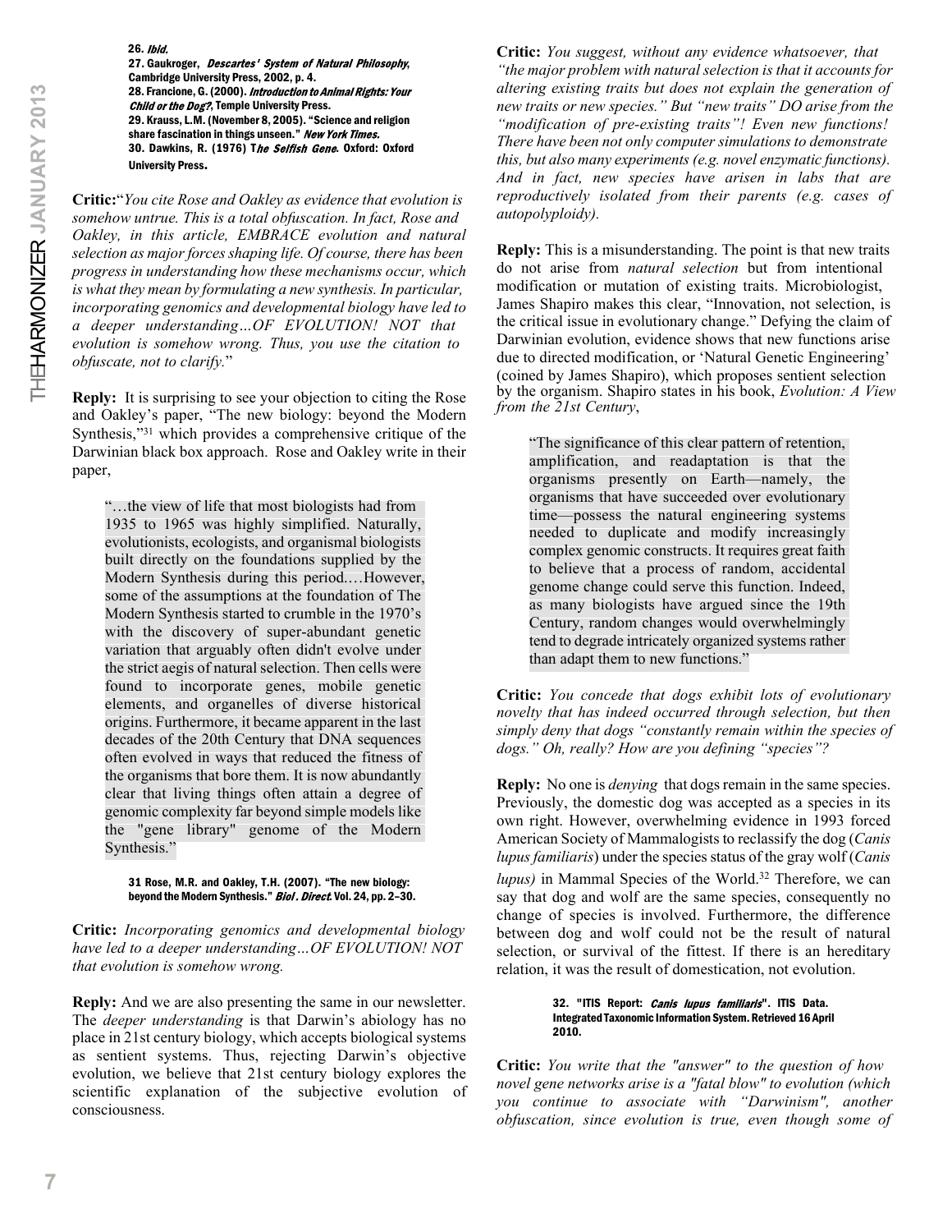26. *Ibid.*
27. Gaukroger, *Descartes' System of Natural Philosophy*, Cambridge University Press, 2002, p. 4.
28. Francione, G. (2000). *Introduction to Animal Rights: Your Child or the Dog?*, Temple University Press.
29. Krauss, L.M. (November 8, 2005). "Science and religion share fascination in things unseen." *New York Times*.
30. Dawkins, R. (1976) T*he Selfish Gene*. Oxford: Oxford University Press.

**Critic:**"*You cite Rose and Oakley as evidence that evolution is somehow untrue. This is a total obfuscation. In fact, Rose and Oakley, in this article, EMBRACE evolution and natural selection as major forces shaping life. Of course, there has been progress in understanding how these mechanisms occur, which is what they mean by formulating a new synthesis. In particular, incorporating genomics and developmental biology have led to a deeper understanding…OF EVOLUTION! NOT that evolution is somehow wrong. Thus, you use the citation to obfuscate, not to clarify.*"

**Reply:** It is surprising to see your objection to citing the Rose and Oakley's paper, "The new biology: beyond the Modern Synthesis,"[31] which provides a comprehensive critique of the Darwinian black box approach. Rose and Oakley write in their paper,

> "…the view of life that most biologists had from 1935 to 1965 was highly simplified. Naturally, evolutionists, ecologists, and organismal biologists built directly on the foundations supplied by the Modern Synthesis during this period.…However, some of the assumptions at the foundation of The Modern Synthesis started to crumble in the 1970's with the discovery of super-abundant genetic variation that arguably often didn't evolve under the strict aegis of natural selection. Then cells were found to incorporate genes, mobile genetic elements, and organelles of diverse historical origins. Furthermore, it became apparent in the last decades of the 20th Century that DNA sequences often evolved in ways that reduced the fitness of the organisms that bore them. It is now abundantly clear that living things often attain a degree of genomic complexity far beyond simple models like the "gene library" genome of the Modern Synthesis."

31 Rose, M.R. and Oakley, T.H. (2007). "The new biology: beyond the Modern Synthesis." *Biol. Direct.* Vol. 24, pp. 2–30.

**Critic:** *Incorporating genomics and developmental biology have led to a deeper understanding…OF EVOLUTION! NOT that evolution is somehow wrong.*

**Reply:** And we are also presenting the same in our newsletter. The *deeper understanding* is that Darwin's abiology has no place in 21st century biology, which accepts biological systems as sentient systems. Thus, rejecting Darwin's objective evolution, we believe that 21st century biology explores the scientific explanation of the subjective evolution of consciousness.

**Critic:** *You suggest, without any evidence whatsoever, that "the major problem with natural selection is that it accounts for altering existing traits but does not explain the generation of new traits or new species." But "new traits" DO arise from the "modification of pre-existing traits"! Even new functions! There have been not only computer simulations to demonstrate this, but also many experiments (e.g. novel enzymatic functions). And in fact, new species have arisen in labs that are reproductively isolated from their parents (e.g. cases of autopolyploidy).*

**Reply:** This is a misunderstanding. The point is that new traits do not arise from *natural selection* but from intentional modification or mutation of existing traits. Microbiologist, James Shapiro makes this clear, "Innovation, not selection, is the critical issue in evolutionary change." Defying the claim of Darwinian evolution, evidence shows that new functions arise due to directed modification, or 'Natural Genetic Engineering' (coined by James Shapiro), which proposes sentient selection by the organism. Shapiro states in his book, *Evolution: A View from the 21st Century*,

> "The significance of this clear pattern of retention, amplification, and readaptation is that the organisms presently on Earth—namely, the organisms that have succeeded over evolutionary time—possess the natural engineering systems needed to duplicate and modify increasingly complex genomic constructs. It requires great faith to believe that a process of random, accidental genome change could serve this function. Indeed, as many biologists have argued since the 19th Century, random changes would overwhelmingly tend to degrade intricately organized systems rather than adapt them to new functions."

**Critic:** *You concede that dogs exhibit lots of evolutionary novelty that has indeed occurred through selection, but then simply deny that dogs "constantly remain within the species of dogs." Oh, really? How are you defining "species"?*

**Reply:** No one is *denying* that dogs remain in the same species. Previously, the domestic dog was accepted as a species in its own right. However, overwhelming evidence in 1993 forced American Society of Mammalogists to reclassify the dog (*Canis lupus familiaris*) under the species status of the gray wolf (*Canis lupus)* in Mammal Species of the World.[32] Therefore, we can say that dog and wolf are the same species, consequently no change of species is involved. Furthermore, the difference between dog and wolf could not be the result of natural selection, or survival of the fittest. If there is an hereditary relation, it was the result of domestication, not evolution.

32. "ITIS Report: *Canis lupus familiaris*". ITIS Data. Integrated Taxonomic Information System. Retrieved 16 April 2010.

**Critic:** *You write that the "answer" to the question of how novel gene networks arise is a "fatal blow" to evolution (which you continue to associate with "Darwinism", another obfuscation, since evolution is true, even though some of*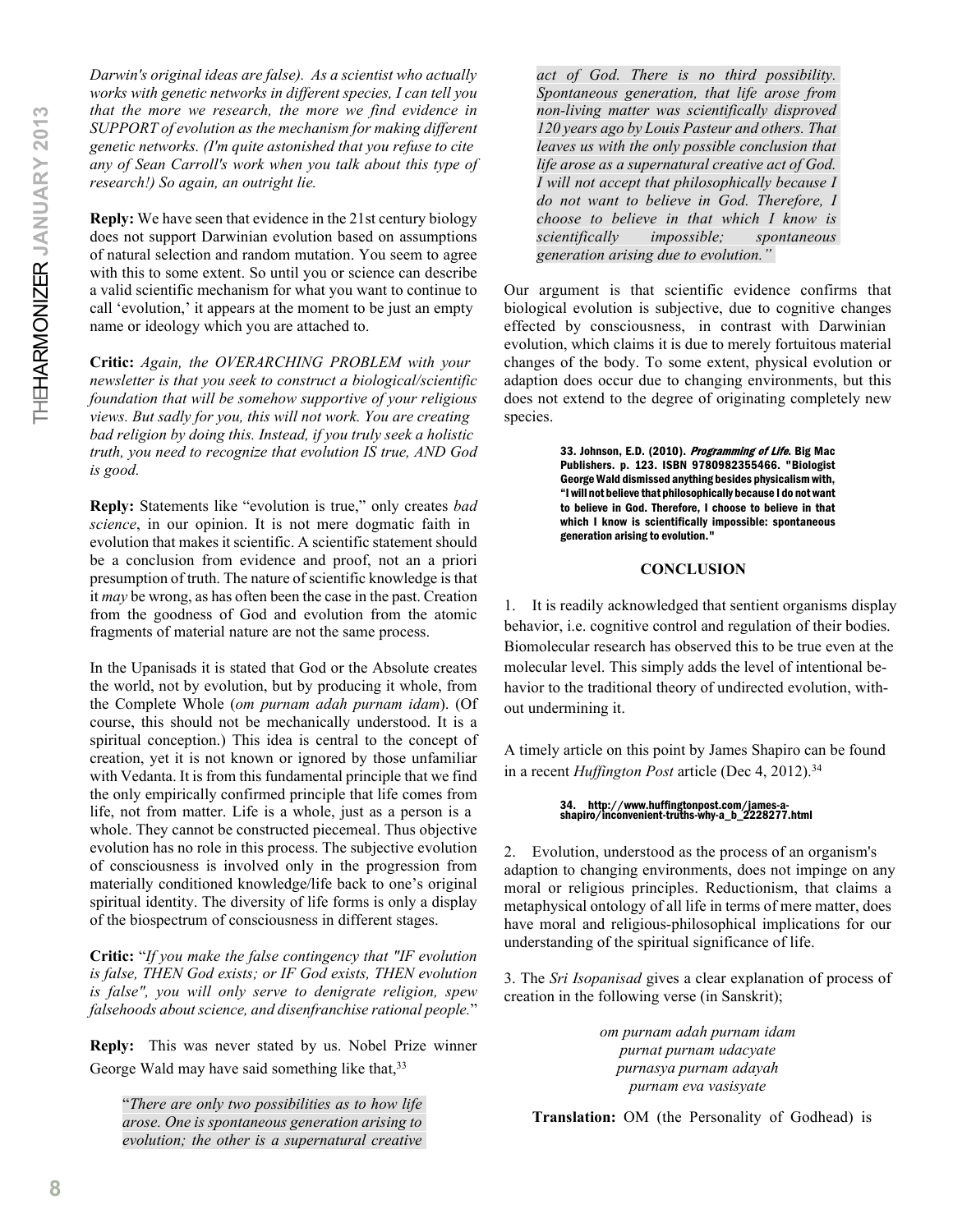*Darwin's original ideas are false). As a scientist who actually works with genetic networks in different species, I can tell you that the more we research, the more we find evidence in SUPPORT of evolution as the mechanism for making different genetic networks. (I'm quite astonished that you refuse to cite any of Sean Carroll's work when you talk about this type of research!) So again, an outright lie.*

**Reply:** We have seen that evidence in the 21st century biology does not support Darwinian evolution based on assumptions of natural selection and random mutation. You seem to agree with this to some extent. So until you or science can describe a valid scientific mechanism for what you want to continue to call 'evolution,' it appears at the moment to be just an empty name or ideology which you are attached to.

**Critic:** *Again, the OVERARCHING PROBLEM with your newsletter is that you seek to construct a biological/scientific foundation that will be somehow supportive of your religious views. But sadly for you, this will not work. You are creating bad religion by doing this. Instead, if you truly seek a holistic truth, you need to recognize that evolution IS true, AND God is good.*

**Reply:** Statements like "evolution is true," only creates *bad science*, in our opinion. It is not mere dogmatic faith in evolution that makes it scientific. A scientific statement should be a conclusion from evidence and proof, not an a priori presumption of truth. The nature of scientific knowledge is that it *may* be wrong, as has often been the case in the past. Creation from the goodness of God and evolution from the atomic fragments of material nature are not the same process.

In the Upanisads it is stated that God or the Absolute creates the world, not by evolution, but by producing it whole, from the Complete Whole (*om purnam adah purnam idam*). (Of course, this should not be mechanically understood. It is a spiritual conception.) This idea is central to the concept of creation, yet it is not known or ignored by those unfamiliar with Vedanta. It is from this fundamental principle that we find the only empirically confirmed principle that life comes from life, not from matter. Life is a whole, just as a person is a whole. They cannot be constructed piecemeal. Thus objective evolution has no role in this process. The subjective evolution of consciousness is involved only in the progression from materially conditioned knowledge/life back to one's original spiritual identity. The diversity of life forms is only a display of the biospectrum of consciousness in different stages.

**Critic:** "*If you make the false contingency that "IF evolution is false, THEN God exists; or IF God exists, THEN evolution is false", you will only serve to denigrate religion, spew falsehoods about science, and disenfranchise rational people.*"

**Reply:** This was never stated by us. Nobel Prize winner George Wald may have said something like that,[33]

> "*There are only two possibilities as to how life arose. One is spontaneous generation arising to evolution; the other is a supernatural creative act of God. There is no third possibility. Spontaneous generation, that life arose from non-living matter was scientifically disproved 120 years ago by Louis Pasteur and others. That leaves us with the only possible conclusion that life arose as a supernatural creative act of God. I will not accept that philosophically because I do not want to believe in God. Therefore, I choose to believe in that which I know is scientifically impossible; spontaneous generation arising due to evolution.*"

Our argument is that scientific evidence confirms that biological evolution is subjective, due to cognitive changes effected by consciousness, in contrast with Darwinian evolution, which claims it is due to merely fortuitous material changes of the body. To some extent, physical evolution or adaption does occur due to changing environments, but this does not extend to the degree of originating completely new species.

33. Johnson, E.D. (2010). *Programming of Life*. Big Mac Publishers. p. 123. ISBN 9780982355466. "Biologist George Wald dismissed anything besides physicalism with, "I will not believe that philosophically because I do not want to believe in God. Therefore, I choose to believe in that which I know is scientifically impossible: spontaneous generation arising to evolution."

## CONCLUSION

1. It is readily acknowledged that sentient organisms display behavior, i.e. cognitive control and regulation of their bodies. Biomolecular research has observed this to be true even at the molecular level. This simply adds the level of intentional behavior to the traditional theory of undirected evolution, without undermining it.

A timely article on this point by James Shapiro can be found in a recent *Huffington Post* article (Dec 4, 2012).[34]

34. http://www.huffingtonpost.com/james-a-shapiro/inconvenient-truths-why-a_b_2228277.html

2. Evolution, understood as the process of an organism's adaption to changing environments, does not impinge on any moral or religious principles. Reductionism, that claims a metaphysical ontology of all life in terms of mere matter, does have moral and religious-philosophical implications for our understanding of the spiritual significance of life.

3. The *Sri Isopanisad* gives a clear explanation of process of creation in the following verse (in Sanskrit);

*om purnam adah purnam idam*
*purnat purnam udacyate*
*purnasya purnam adayah*
*purnam eva vasisyate*

**Translation:** OM (the Personality of Godhead) is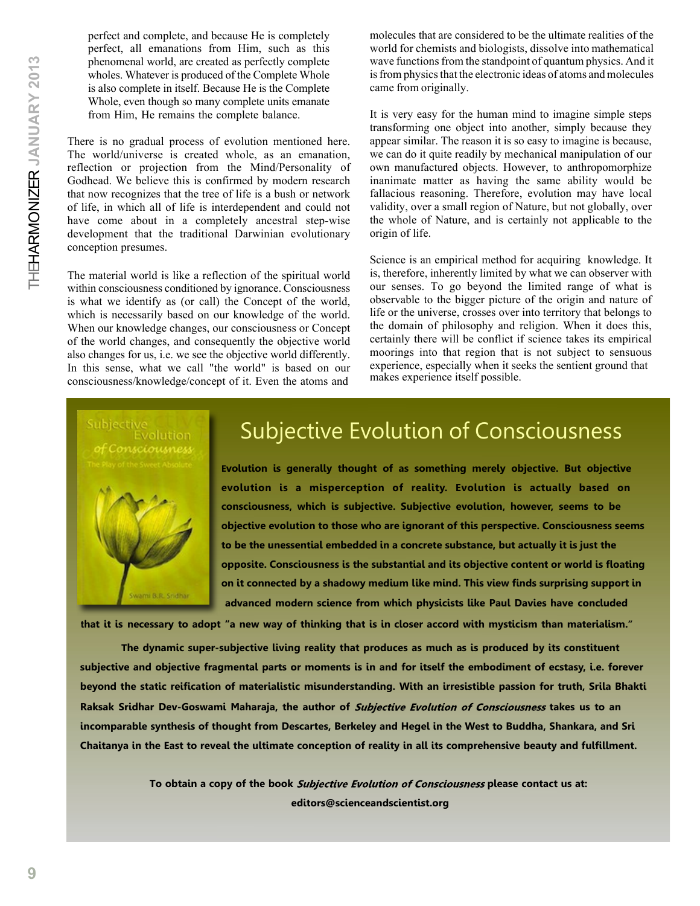perfect and complete, and because He is completely perfect, all emanations from Him, such as this phenomenal world, are created as perfectly complete wholes. Whatever is produced of the Complete Whole is also complete in itself. Because He is the Complete Whole, even though so many complete units emanate from Him, He remains the complete balance.

There is no gradual process of evolution mentioned here. The world/universe is created whole, as an emanation, reflection or projection from the Mind/Personality of Godhead. We believe this is confirmed by modern research that now recognizes that the tree of life is a bush or network of life, in which all of life is interdependent and could not have come about in a completely ancestral step-wise development that the traditional Darwinian evolutionary conception presumes.

The material world is like a reflection of the spiritual world within consciousness conditioned by ignorance. Consciousness is what we identify as (or call) the Concept of the world, which is necessarily based on our knowledge of the world. When our knowledge changes, our consciousness or Concept of the world changes, and consequently the objective world also changes for us, i.e. we see the objective world differently. In this sense, what we call "the world" is based on our consciousness/knowledge/concept of it. Even the atoms and molecules that are considered to be the ultimate realities of the world for chemists and biologists, dissolve into mathematical wave functions from the standpoint of quantum physics. And it is from physics that the electronic ideas of atoms and molecules came from originally.

It is very easy for the human mind to imagine simple steps transforming one object into another, simply because they appear similar. The reason it is so easy to imagine is because, we can do it quite readily by mechanical manipulation of our own manufactured objects. However, to anthropomorphize inanimate matter as having the same ability would be fallacious reasoning. Therefore, evolution may have local validity, over a small region of Nature, but not globally, over the whole of Nature, and is certainly not applicable to the origin of life.

Science is an empirical method for acquiring knowledge. It is, therefore, inherently limited by what we can observer with our senses. To go beyond the limited range of what is observable to the bigger picture of the origin and nature of life or the universe, crosses over into territory that belongs to the domain of philosophy and religion. When it does this, certainly there will be conflict if science takes its empirical moorings into that region that is not subject to sensuous experience, especially when it seeks the sentient ground that makes experience itself possible.

Subjective Evolution of Consciousness
The Play of the Sweet Absolute
Swami B.R. Sridhar

## Subjective Evolution of Consciousness

**Evolution is generally thought of as something merely objective. But objective evolution is a misperception of reality. Evolution is actually based on consciousness, which is subjective. Subjective evolution, however, seems to be objective evolution to those who are ignorant of this perspective. Consciousness seems to be the unessential embedded in a concrete substance, but actually it is just the opposite. Consciousness is the substantial and its objective content or world is floating on it connected by a shadowy medium like mind. This view finds surprising support in advanced modern science from which physicists like Paul Davies have concluded that it is necessary to adopt "a new way of thinking that is in closer accord with mysticism than materialism."**

**The dynamic super-subjective living reality that produces as much as is produced by its constituent subjective and objective fragmental parts or moments is in and for itself the embodiment of ecstasy, i.e. forever beyond the static reification of materialistic misunderstanding. With an irresistible passion for truth, Srila Bhakti Raksak Sridhar Dev-Goswami Maharaja, the author of *Subjective Evolution of Consciousness* takes us to an incomparable synthesis of thought from Descartes, Berkeley and Hegel in the West to Buddha, Shankara, and Sri Chaitanya in the East to reveal the ultimate conception of reality in all its comprehensive beauty and fulfillment.**

**To obtain a copy of the book *Subjective Evolution of Consciousness* please contact us at: editors@scienceandscientist.org**